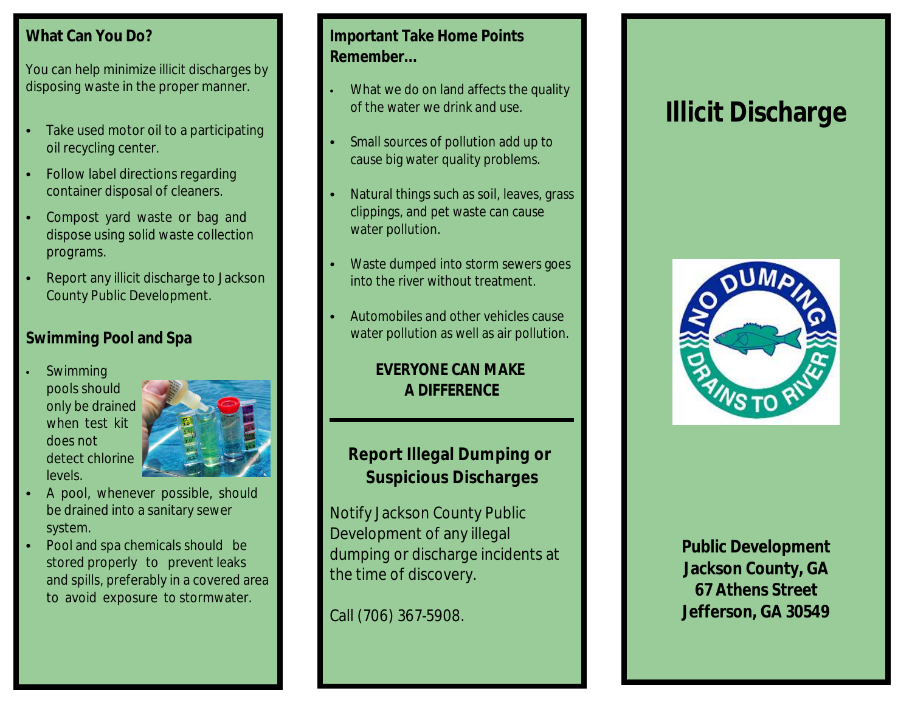## What Can You Do?

You can help minimize illicit discharges by disposing waste in the proper manner.

- Take used motor oil to a participating oil recycling center.
- Follow label directions regarding container disposal of cleaners.
- Compost yard waste or bag and dispose using solid waste collection programs.
- Report any illicit discharge to Jackson County Public Development.

## Swimming Pool and Spa

- Swimming pools should only be drained when test kit does not detect chlorine levels.
- A pool, whenever possible, should be drained into a sanitary sewer system.
- Pool and spa chemicals should be stored properly to prevent leaks and spills, preferably in a covered area to avoid exposure to stormwater.

## Important Take Home Points Remember...

- What we do on land affects the quality of the water we drink and use.
- Small sources of pollution add up to cause big water quality problems.
- Natural things such as soil, leaves, grass clippings, and pet waste can cause water pollution.
- Waste dumped into storm sewers goes into the river without treatment.
- Automobiles and other vehicles cause water pollution as well as air pollution.

**EVERYONE CAN MAKE A DIFFERENCE**

## Report Illegal Dumping or Suspicious Discharges

Notify Jackson County Public Development of any illegal dumping or discharge incidents at the time of discovery.

Call (706) 367-5908.

# Illicit Discharge

NO DUMPING DRAINS TO RIVER

**Public Development**
**Jackson County, GA**
**67 Athens Street**
**Jefferson, GA 30549**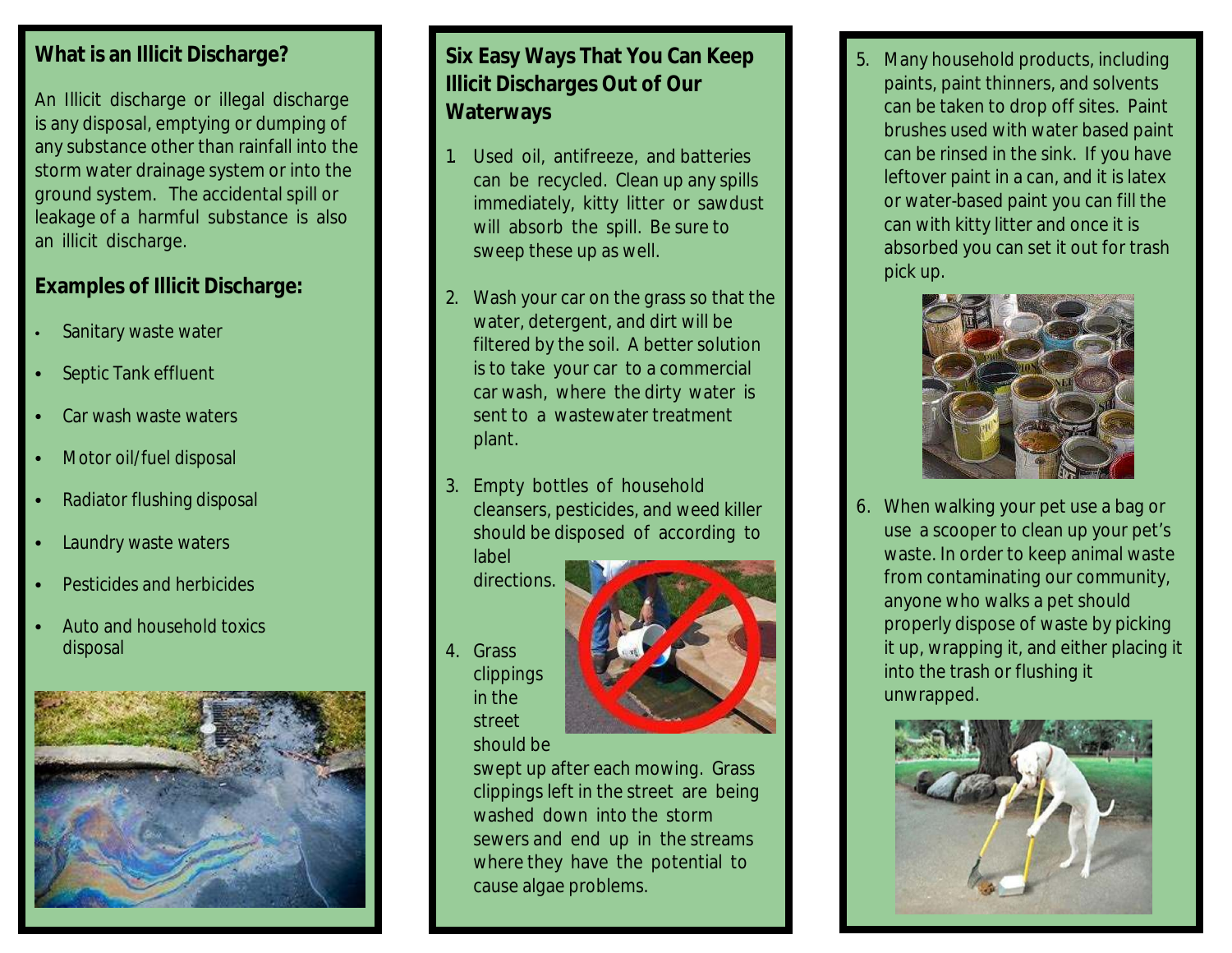## What is an Illicit Discharge?

An Illicit discharge or illegal discharge is any disposal, emptying or dumping of any substance other than rainfall into the storm water drainage system or into the ground system. The accidental spill or leakage of a harmful substance is also an illicit discharge.

## Examples of Illicit Discharge:

- Sanitary waste water
- Septic Tank effluent
- Car wash waste waters
- Motor oil/fuel disposal
- Radiator flushing disposal
- Laundry waste waters
- Pesticides and herbicides
- Auto and household toxics disposal

## Six Easy Ways That You Can Keep Illicit Discharges Out of Our Waterways

1. Used oil, antifreeze, and batteries can be recycled. Clean up any spills immediately, kitty litter or sawdust will absorb the spill. Be sure to sweep these up as well.

2. Wash your car on the grass so that the water, detergent, and dirt will be filtered by the soil. A better solution is to take your car to a commercial car wash, where the dirty water is sent to a wastewater treatment plant.

3. Empty bottles of household cleansers, pesticides, and weed killer should be disposed of according to label directions.

4. Grass clippings in the street should be swept up after each mowing. Grass clippings left in the street are being washed down into the storm sewers and end up in the streams where they have the potential to cause algae problems.

5. Many household products, including paints, paint thinners, and solvents can be taken to drop off sites. Paint brushes used with water based paint can be rinsed in the sink. If you have leftover paint in a can, and it is latex or water-based paint you can fill the can with kitty litter and once it is absorbed you can set it out for trash pick up.

6. When walking your pet use a bag or use a scooper to clean up your pet's waste. In order to keep animal waste from contaminating our community, anyone who walks a pet should properly dispose of waste by picking it up, wrapping it, and either placing it into the trash or flushing it unwrapped.